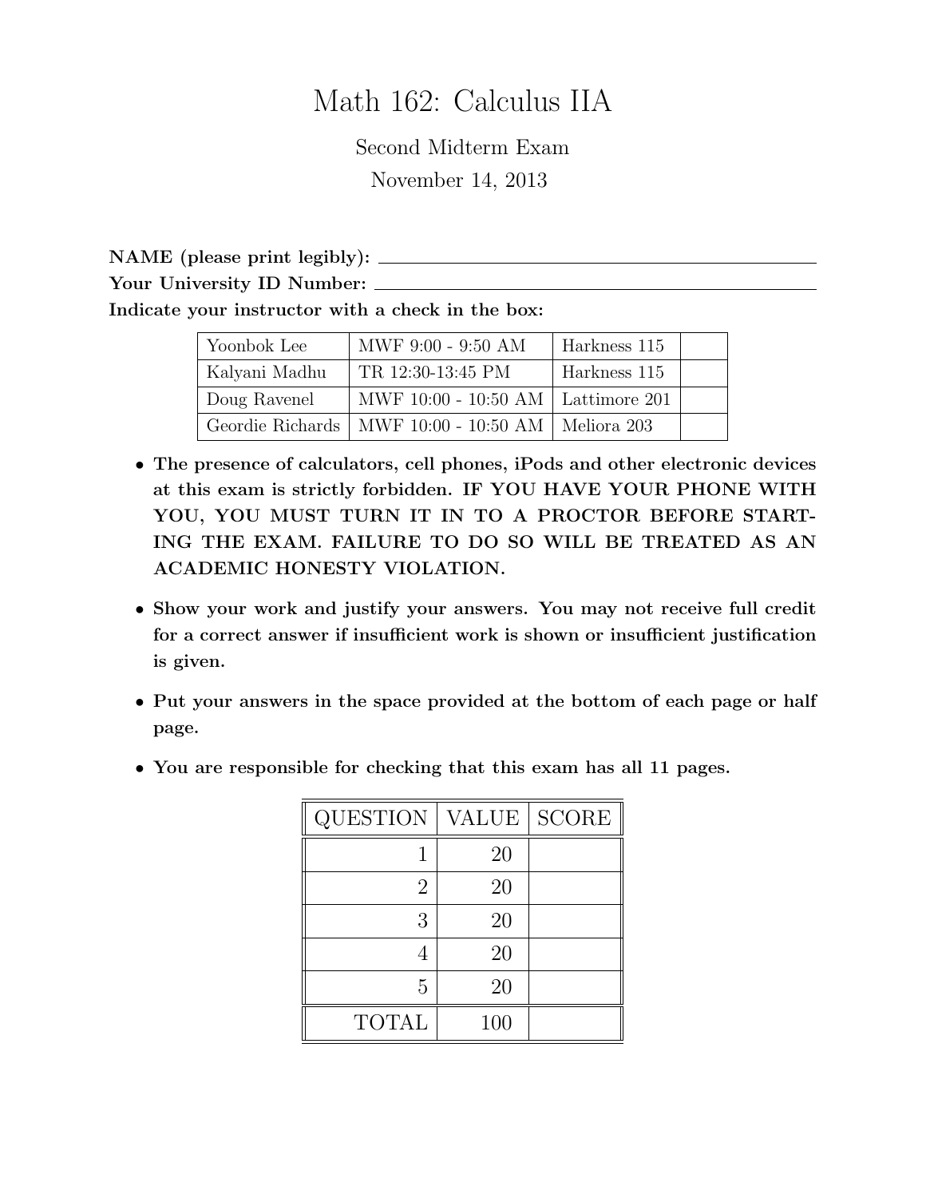# Math 162: Calculus IIA

Second Midterm Exam

November 14, 2013

**NAME (please print legibly):** \_\_\_\_\_\_\_\_\_\_\_\_\_\_\_\_\_\_\_\_\_\_\_\_\_\_\_\_\_\_\_\_\_\_\_\_\_\_\_\_

**Your University ID Number:** \_\_\_\_\_\_\_\_\_\_\_\_\_\_\_\_\_\_\_\_\_\_\_\_\_\_\_\_\_\_\_\_\_\_\_\_\_\_\_\_

**Indicate your instructor with a check in the box:**

| Instructor | Time | Location | |
|---|---|---|---|
| Yoonbok Lee | MWF 9:00 - 9:50 AM | Harkness 115 | |
| Kalyani Madhu | TR 12:30-13:45 PM | Harkness 115 | |
| Doug Ravenel | MWF 10:00 - 10:50 AM | Lattimore 201 | |
| Geordie Richards | MWF 10:00 - 10:50 AM | Meliora 203 | |

- **The presence of calculators, cell phones, iPods and other electronic devices at this exam is strictly forbidden. IF YOU HAVE YOUR PHONE WITH YOU, YOU MUST TURN IT IN TO A PROCTOR BEFORE STARTING THE EXAM. FAILURE TO DO SO WILL BE TREATED AS AN ACADEMIC HONESTY VIOLATION.**
- **Show your work and justify your answers. You may not receive full credit for a correct answer if insufficient work is shown or insufficient justification is given.**
- **Put your answers in the space provided at the bottom of each page or half page.**
- **You are responsible for checking that this exam has all 11 pages.**

| QUESTION | VALUE | SCORE |
|---|---|---|
| 1 | 20 | |
| 2 | 20 | |
| 3 | 20 | |
| 4 | 20 | |
| 5 | 20 | |
| TOTAL | 100 | |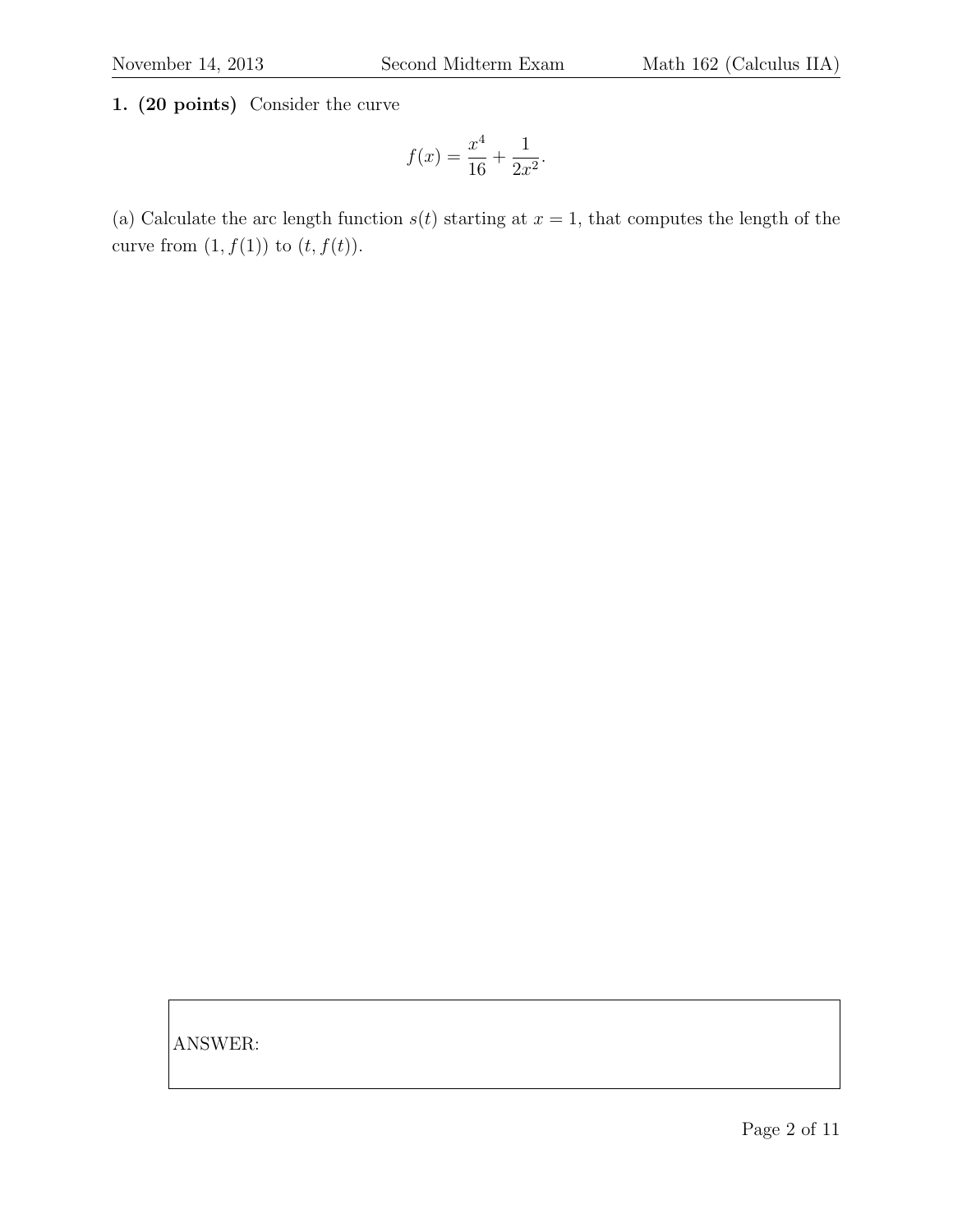**1. (20 points)** Consider the curve

$$f(x) = \frac{x^4}{16} + \frac{1}{2x^2}.$$

(a) Calculate the arc length function $s(t)$ starting at $x = 1$, that computes the length of the curve from $(1, f(1))$ to $(t, f(t))$.

ANSWER: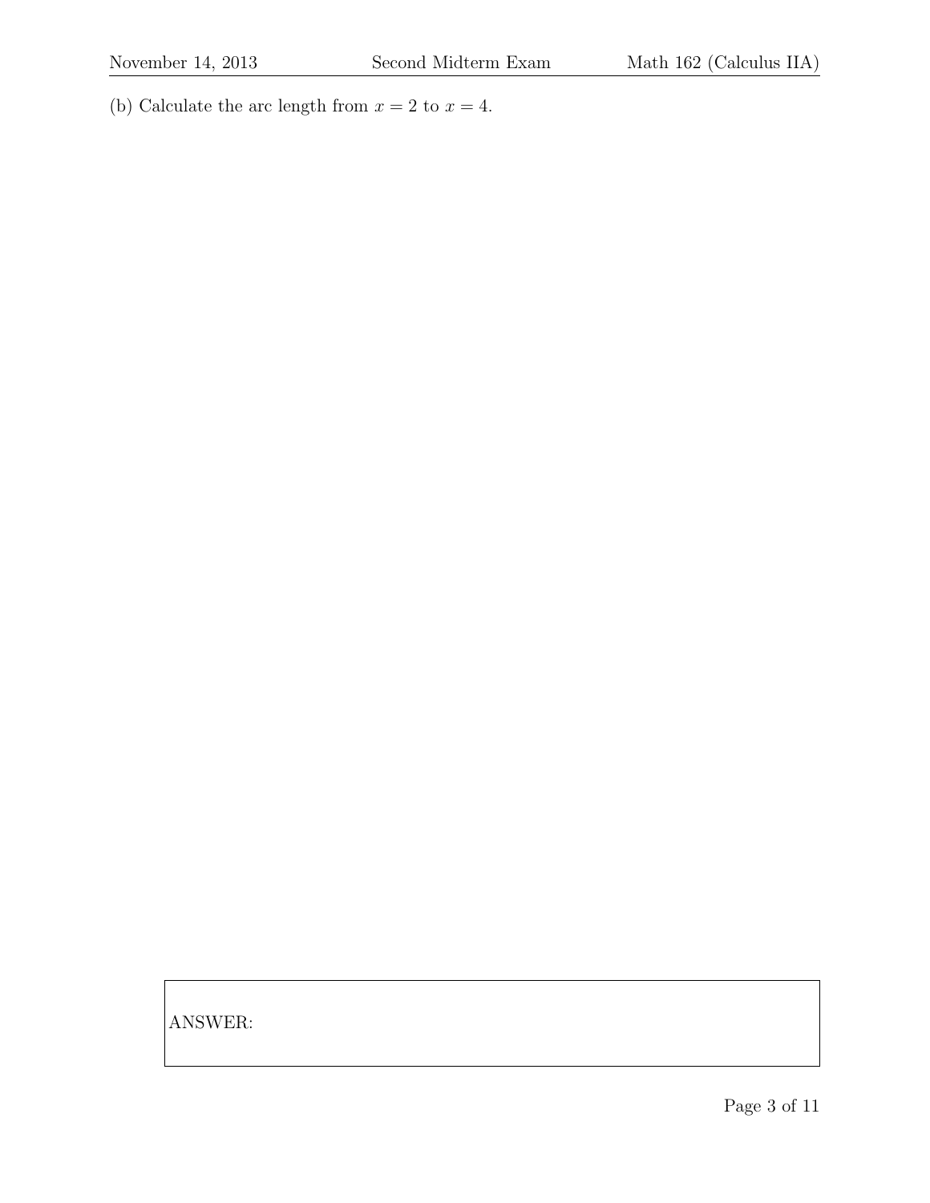(b) Calculate the arc length from $x = 2$ to $x = 4$.

ANSWER: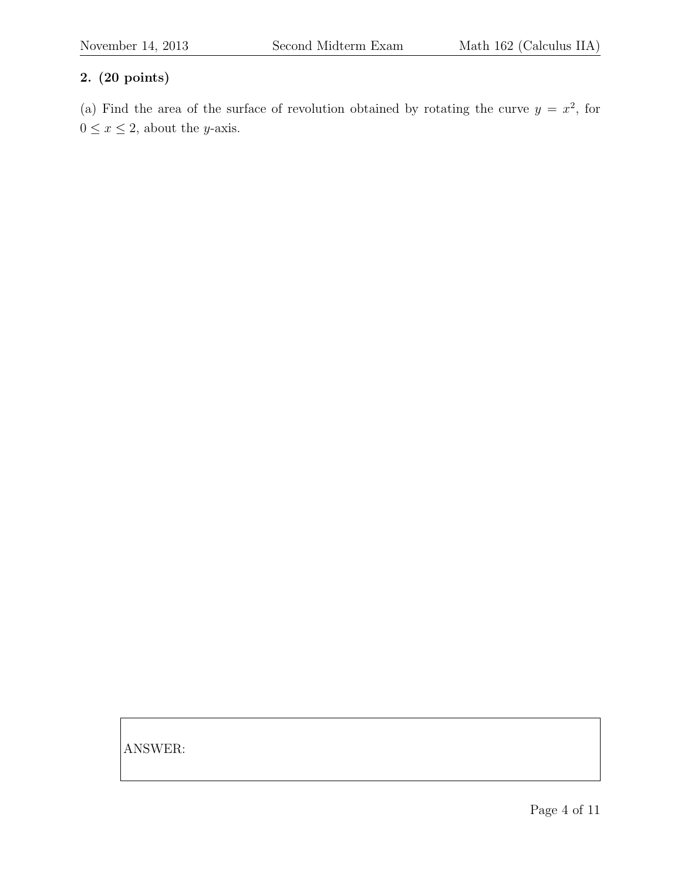**2. (20 points)**

(a) Find the area of the surface of revolution obtained by rotating the curve $y = x^2$, for $0 \leq x \leq 2$, about the $y$-axis.

ANSWER: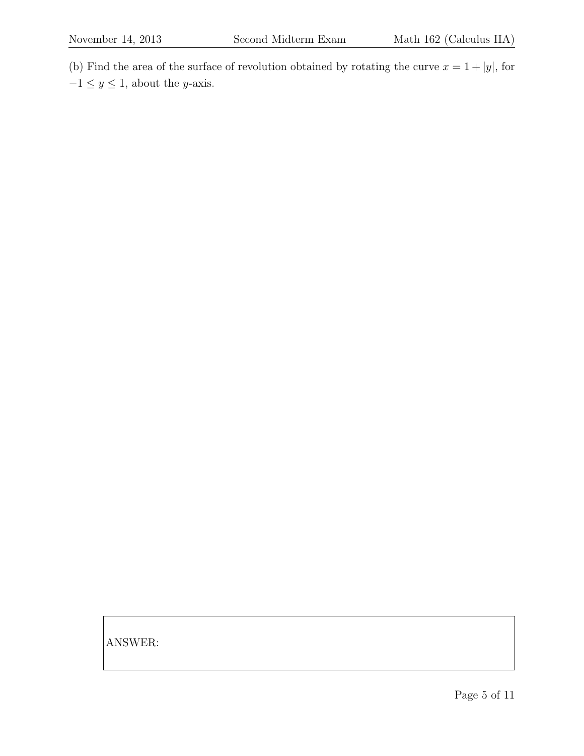(b) Find the area of the surface of revolution obtained by rotating the curve $x = 1 + |y|$, for $-1 \leq y \leq 1$, about the $y$-axis.

ANSWER: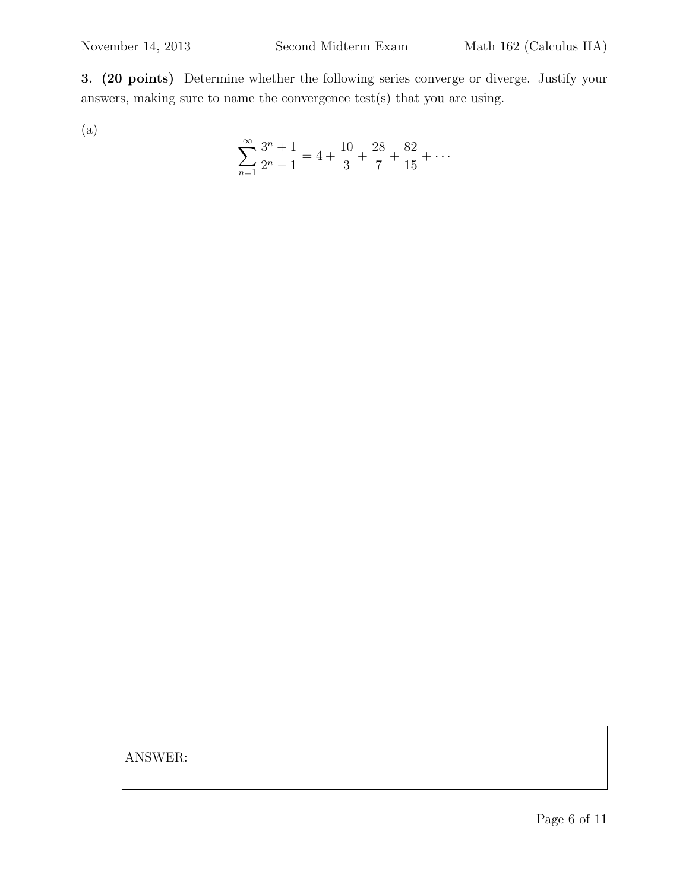**3. (20 points)** Determine whether the following series converge or diverge. Justify your answers, making sure to name the convergence test(s) that you are using.

(a)

$$\sum_{n=1}^{\infty} \frac{3^n + 1}{2^n - 1} = 4 + \frac{10}{3} + \frac{28}{7} + \frac{82}{15} + \cdots$$

ANSWER: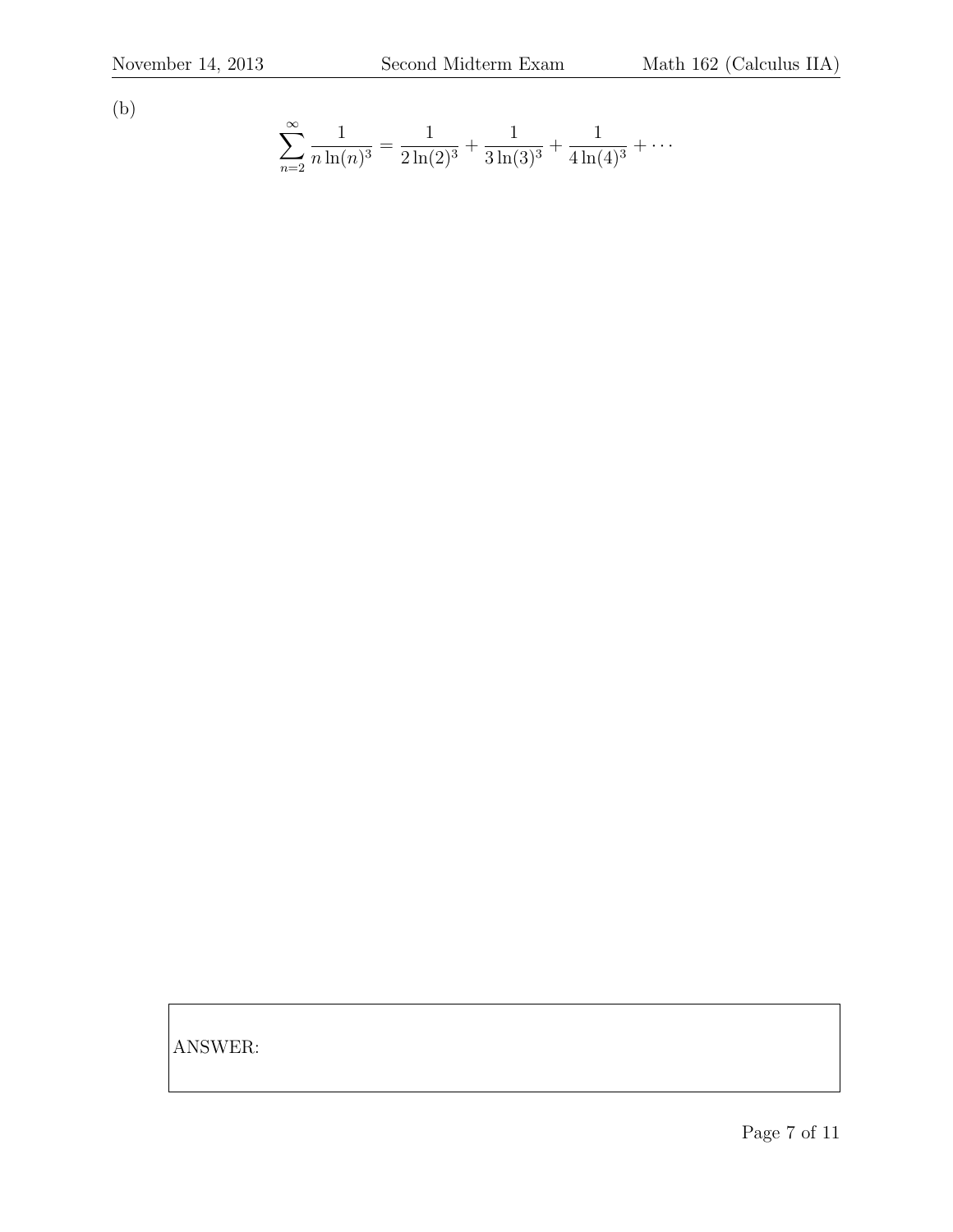(b)

$$\sum_{n=2}^{\infty} \frac{1}{n\ln(n)^3} = \frac{1}{2\ln(2)^3} + \frac{1}{3\ln(3)^3} + \frac{1}{4\ln(4)^3} + \cdots$$

ANSWER: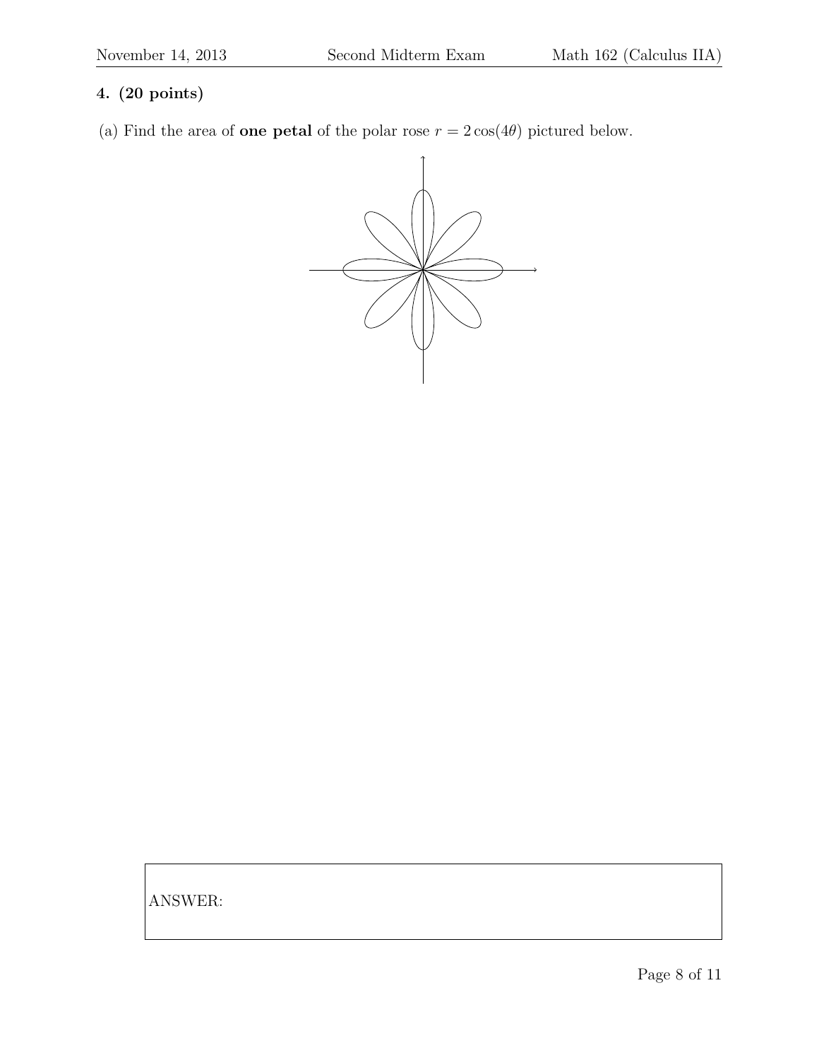**4. (20 points)**

(a) Find the area of **one petal** of the polar rose $r = 2\cos(4\theta)$ pictured below.

ANSWER: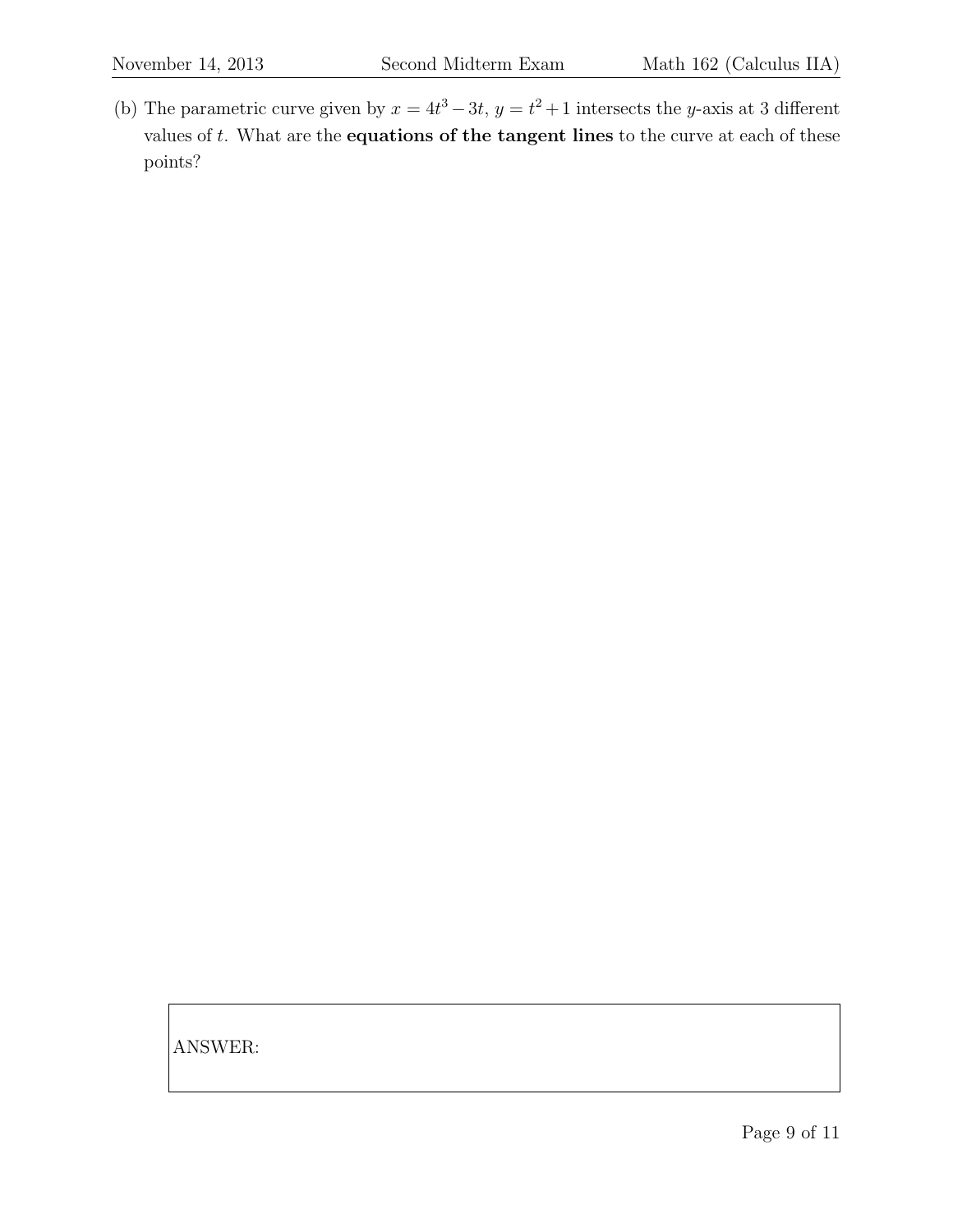(b) The parametric curve given by $x = 4t^3 - 3t$, $y = t^2 + 1$ intersects the $y$-axis at 3 different values of $t$. What are the **equations of the tangent lines** to the curve at each of these points?

ANSWER: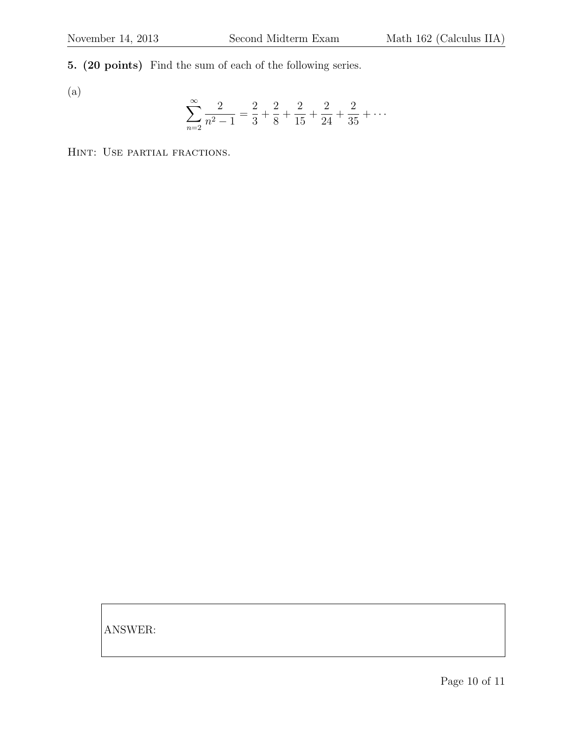**5. (20 points)** Find the sum of each of the following series.

(a)

$$\sum_{n=2}^{\infty} \frac{2}{n^2 - 1} = \frac{2}{3} + \frac{2}{8} + \frac{2}{15} + \frac{2}{24} + \frac{2}{35} + \cdots$$

HINT: USE PARTIAL FRACTIONS.

ANSWER: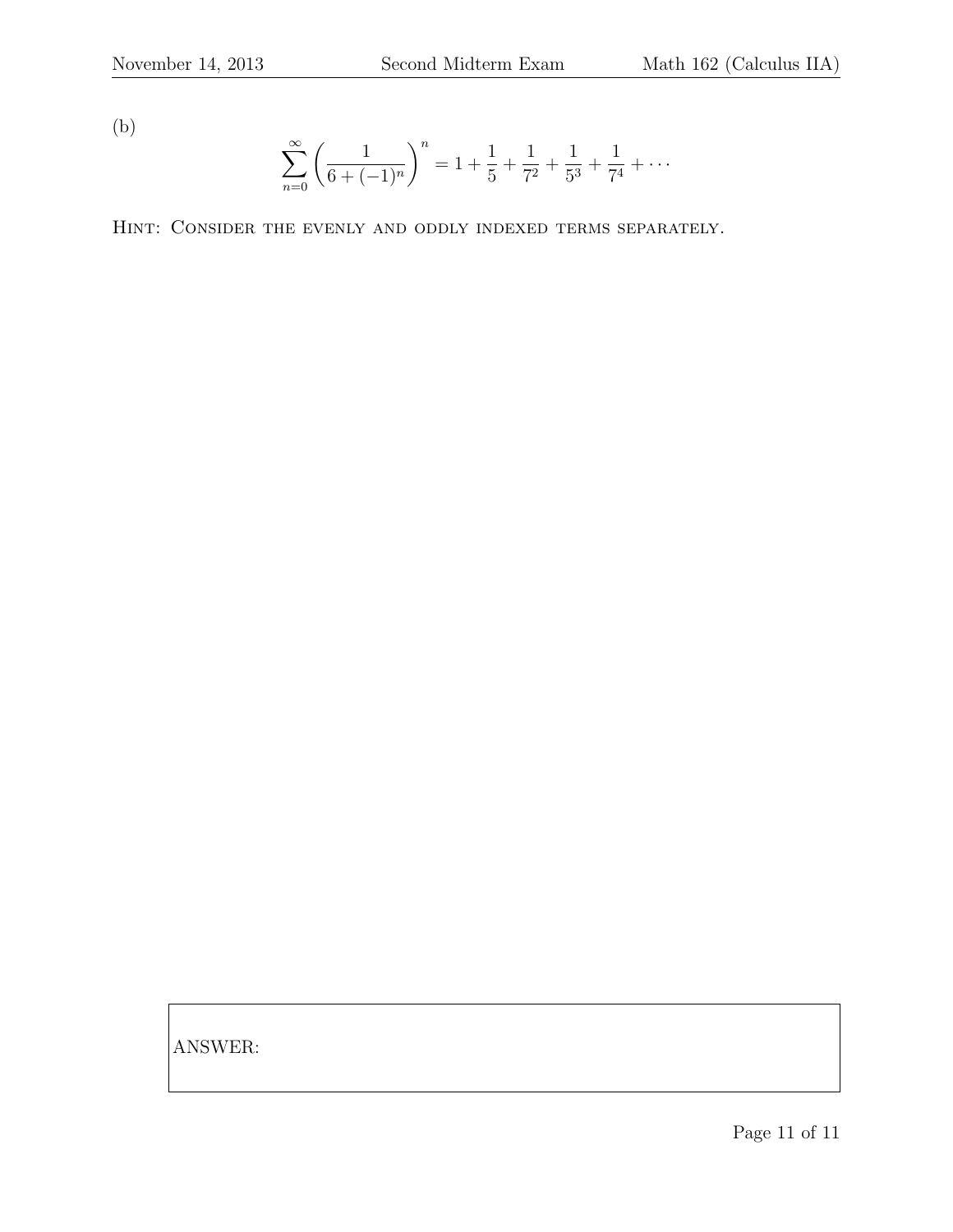(b)

$$\sum_{n=0}^{\infty} \left( \frac{1}{6 + (-1)^n} \right)^n = 1 + \frac{1}{5} + \frac{1}{7^2} + \frac{1}{5^3} + \frac{1}{7^4} + \cdots$$

HINT: CONSIDER THE EVENLY AND ODDLY INDEXED TERMS SEPARATELY.

ANSWER: